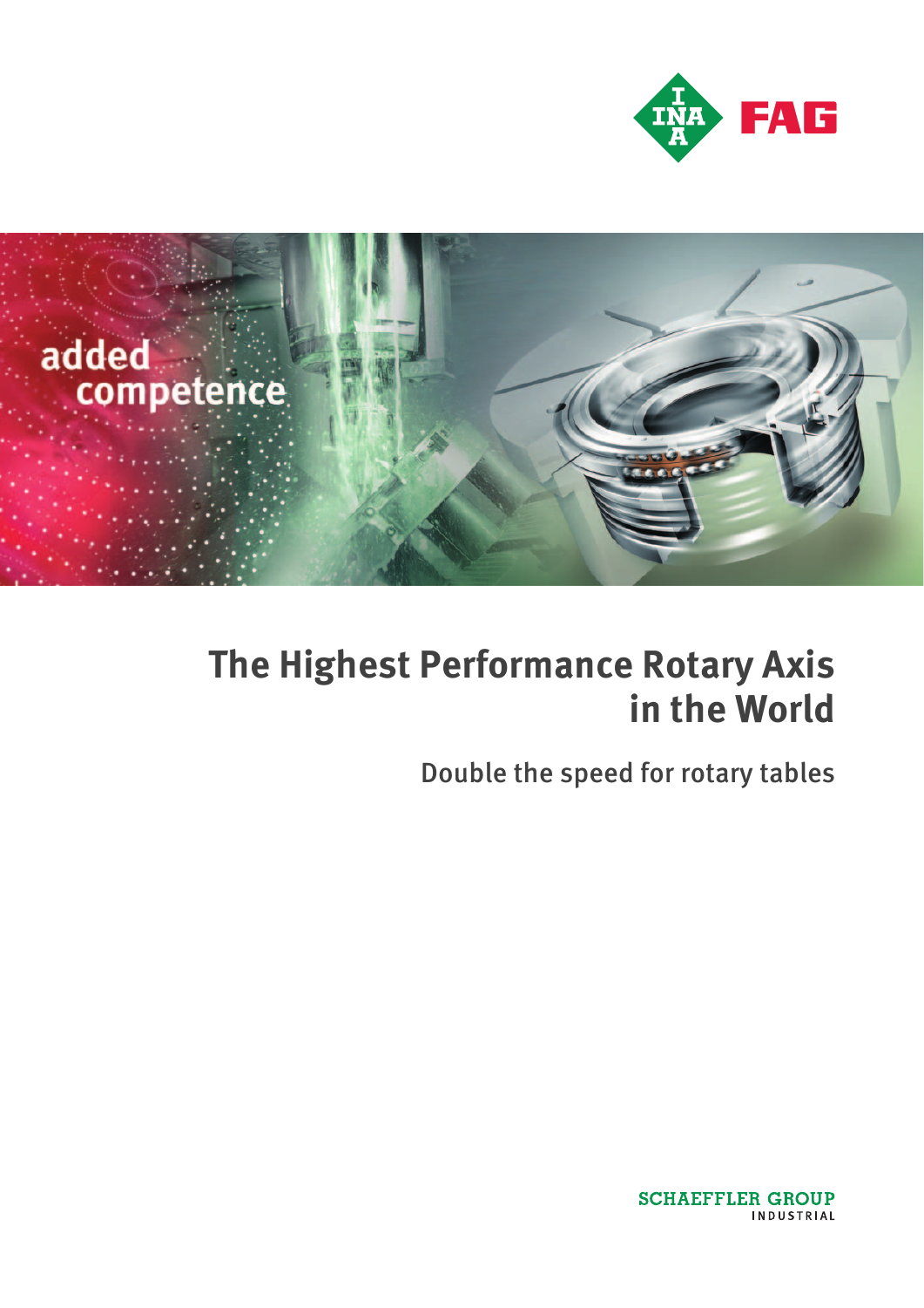# The Highest Performance Rotary Axis in the World

## Double the speed for rotary tables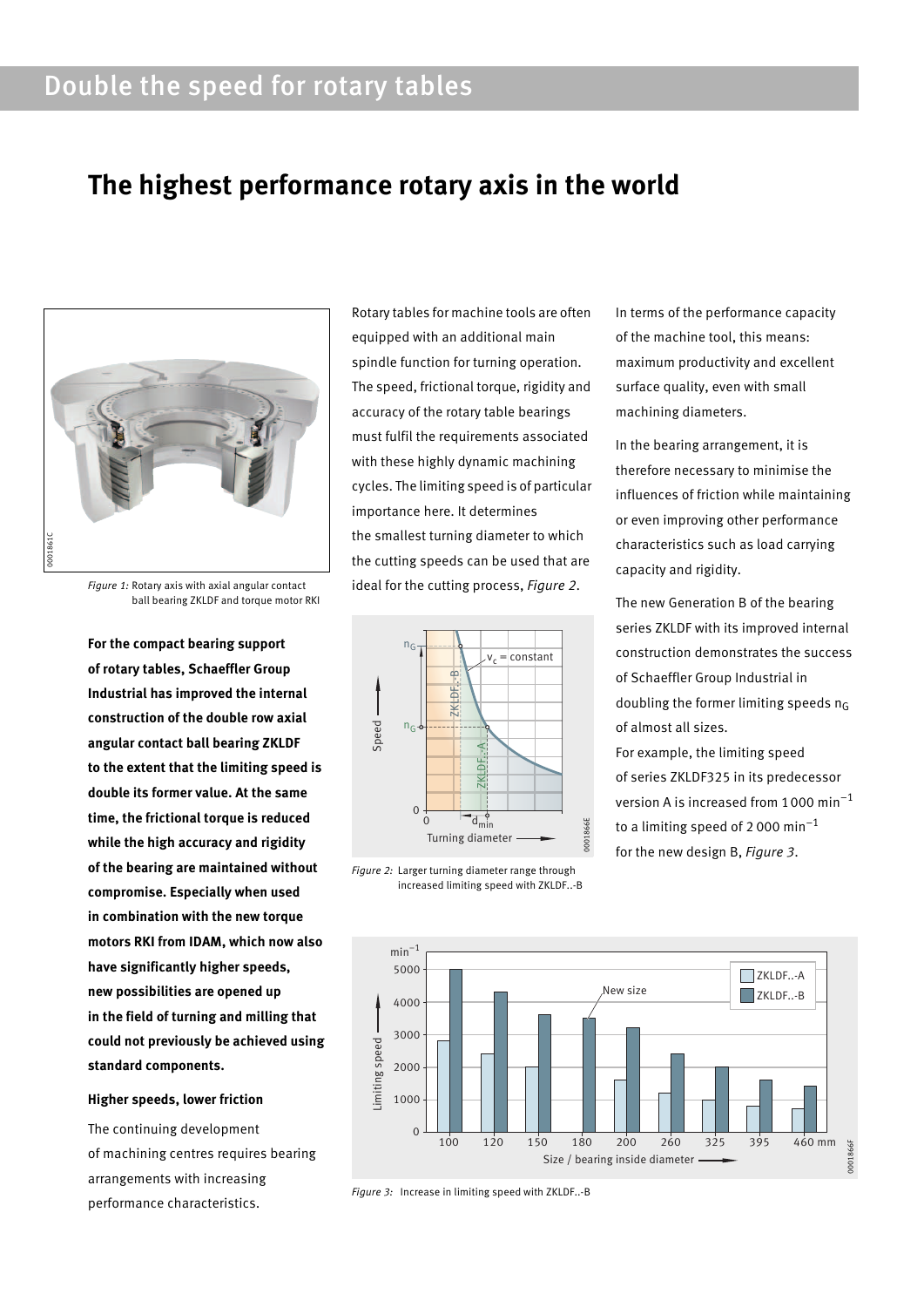# Double the speed for rotary tables

## The highest performance rotary axis in the world

*Figure 1:* Rotary axis with axial angular contact ball bearing ZKLDF and torque motor RKI

**For the compact bearing support of rotary tables, Schaeffler Group Industrial has improved the internal construction of the double row axial angular contact ball bearing ZKLDF to the extent that the limiting speed is double its former value. At the same time, the frictional torque is reduced while the high accuracy and rigidity of the bearing are maintained without compromise. Especially when used in combination with the new torque motors RKI from IDAM, which now also have significantly higher speeds, new possibilities are opened up in the field of turning and milling that could not previously be achieved using standard components.**

### Higher speeds, lower friction

The continuing development of machining centres requires bearing arrangements with increasing performance characteristics.

Rotary tables for machine tools are often equipped with an additional main spindle function for turning operation. The speed, frictional torque, rigidity and accuracy of the rotary table bearings must fulfil the requirements associated with these highly dynamic machining cycles. The limiting speed is of particular importance here. It determines the smallest turning diameter to which the cutting speeds can be used that are ideal for the cutting process, *Figure 2*.

*Figure 2:* Larger turning diameter range through increased limiting speed with ZKLDF..-B

In terms of the performance capacity of the machine tool, this means: maximum productivity and excellent surface quality, even with small machining diameters.

In the bearing arrangement, it is therefore necessary to minimise the influences of friction while maintaining or even improving other performance characteristics such as load carrying capacity and rigidity.

The new Generation B of the bearing series ZKLDF with its improved internal construction demonstrates the success of Schaeffler Group Industrial in doubling the former limiting speeds $n_G$ of almost all sizes.

For example, the limiting speed of series ZKLDF325 in its predecessor version A is increased from 1 000 $min^{-1}$ to a limiting speed of 2 000 $min^{-1}$ for the new design B, *Figure 3*.

*Figure 3:* Increase in limiting speed with ZKLDF..-B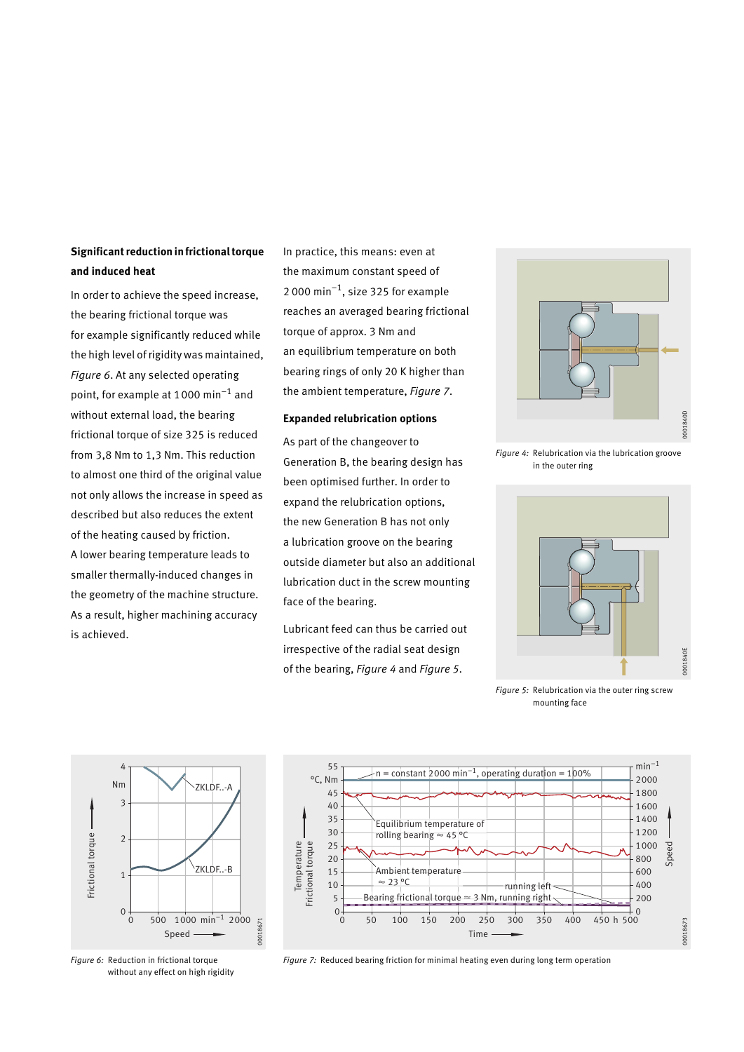### Significant reduction in frictional torque and induced heat

In order to achieve the speed increase, the bearing frictional torque was for example significantly reduced while the high level of rigidity was maintained, *Figure 6*. At any selected operating point, for example at 1 000 $\text{min}^{-1}$ and without external load, the bearing frictional torque of size 325 is reduced from 3,8 Nm to 1,3 Nm. This reduction to almost one third of the original value not only allows the increase in speed as described but also reduces the extent of the heating caused by friction.

A lower bearing temperature leads to smaller thermally-induced changes in the geometry of the machine structure. As a result, higher machining accuracy is achieved.

In practice, this means: even at the maximum constant speed of 2 000 $\text{min}^{-1}$, size 325 for example reaches an averaged bearing frictional torque of approx. 3 Nm and an equilibrium temperature on both bearing rings of only 20 K higher than the ambient temperature, *Figure 7*.

### Expanded relubrication options

As part of the changeover to Generation B, the bearing design has been optimised further. In order to expand the relubrication options, the new Generation B has not only a lubrication groove on the bearing outside diameter but also an additional lubrication duct in the screw mounting face of the bearing.

Lubricant feed can thus be carried out irrespective of the radial seat design of the bearing, *Figure 4* and *Figure 5*.

*Figure 4:* Relubrication via the lubrication groove in the outer ring

*Figure 5:* Relubrication via the outer ring screw mounting face

*Figure 6:* Reduction in frictional torque without any effect on high rigidity

*Figure 7:* Reduced bearing friction for minimal heating even during long term operation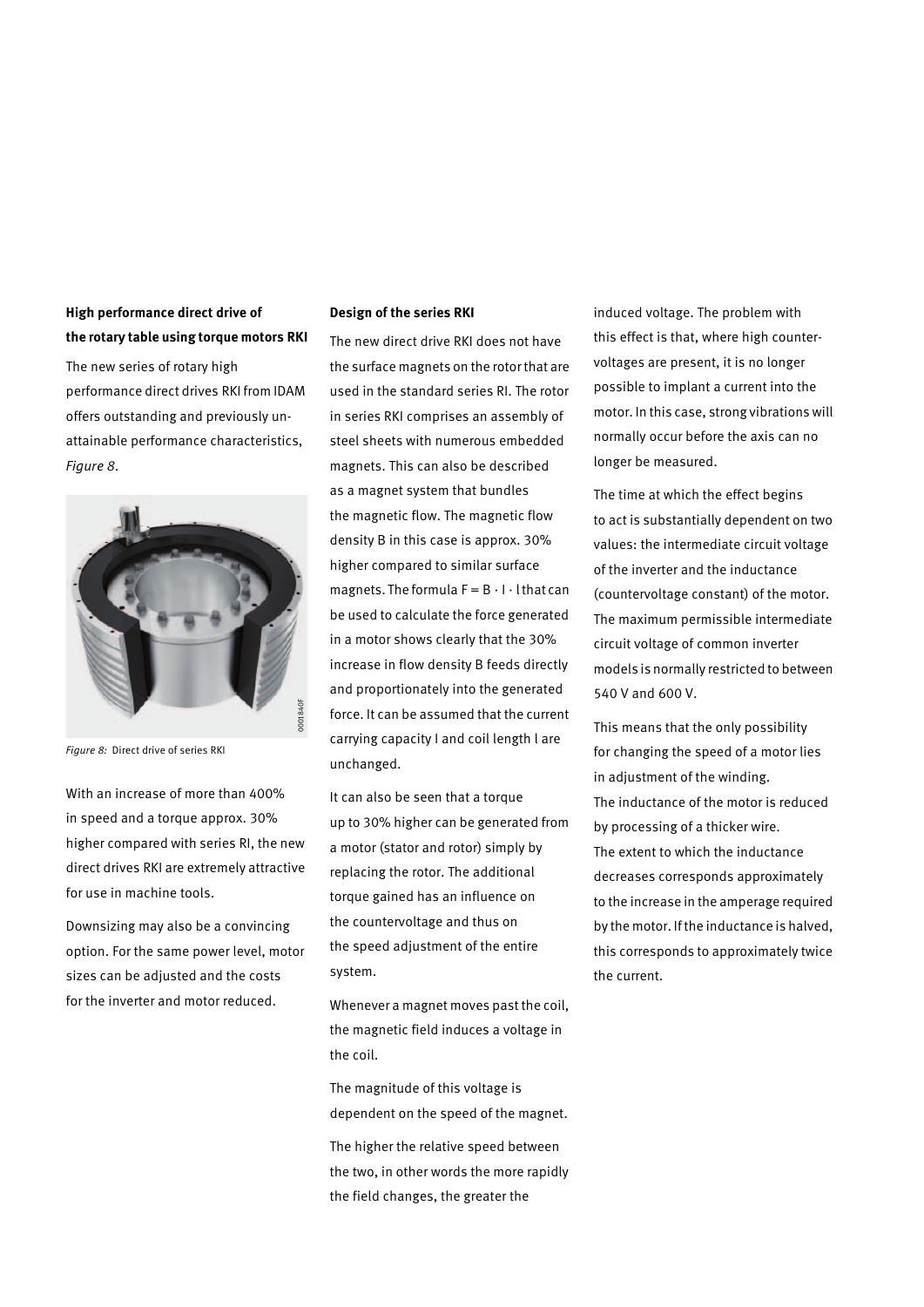## High performance direct drive of the rotary table using torque motors RKI

The new series of rotary high performance direct drives RKI from IDAM offers outstanding and previously unattainable performance characteristics, *Figure 8*.

*Figure 8:* Direct drive of series RKI

With an increase of more than 400% in speed and a torque approx. 30% higher compared with series RI, the new direct drives RKI are extremely attractive for use in machine tools.

Downsizing may also be a convincing option. For the same power level, motor sizes can be adjusted and the costs for the inverter and motor reduced.

## Design of the series RKI

The new direct drive RKI does not have the surface magnets on the rotor that are used in the standard series RI. The rotor in series RKI comprises an assembly of steel sheets with numerous embedded magnets. This can also be described as a magnet system that bundles the magnetic flow. The magnetic flow density B in this case is approx. 30% higher compared to similar surface magnets. The formula $F = B \cdot I \cdot l$ that can be used to calculate the force generated in a motor shows clearly that the 30% increase in flow density B feeds directly and proportionately into the generated force. It can be assumed that the current carrying capacity I and coil length l are unchanged.

It can also be seen that a torque up to 30% higher can be generated from a motor (stator and rotor) simply by replacing the rotor. The additional torque gained has an influence on the countervoltage and thus on the speed adjustment of the entire system.

Whenever a magnet moves past the coil, the magnetic field induces a voltage in the coil.

The magnitude of this voltage is dependent on the speed of the magnet.

The higher the relative speed between the two, in other words the more rapidly the field changes, the greater the induced voltage. The problem with this effect is that, where high countervoltages are present, it is no longer possible to implant a current into the motor. In this case, strong vibrations will normally occur before the axis can no longer be measured.

The time at which the effect begins to act is substantially dependent on two values: the intermediate circuit voltage of the inverter and the inductance (countervoltage constant) of the motor. The maximum permissible intermediate circuit voltage of common inverter models is normally restricted to between 540 V and 600 V.

This means that the only possibility for changing the speed of a motor lies in adjustment of the winding.
The inductance of the motor is reduced by processing of a thicker wire.
The extent to which the inductance decreases corresponds approximately to the increase in the amperage required by the motor. If the inductance is halved, this corresponds to approximately twice the current.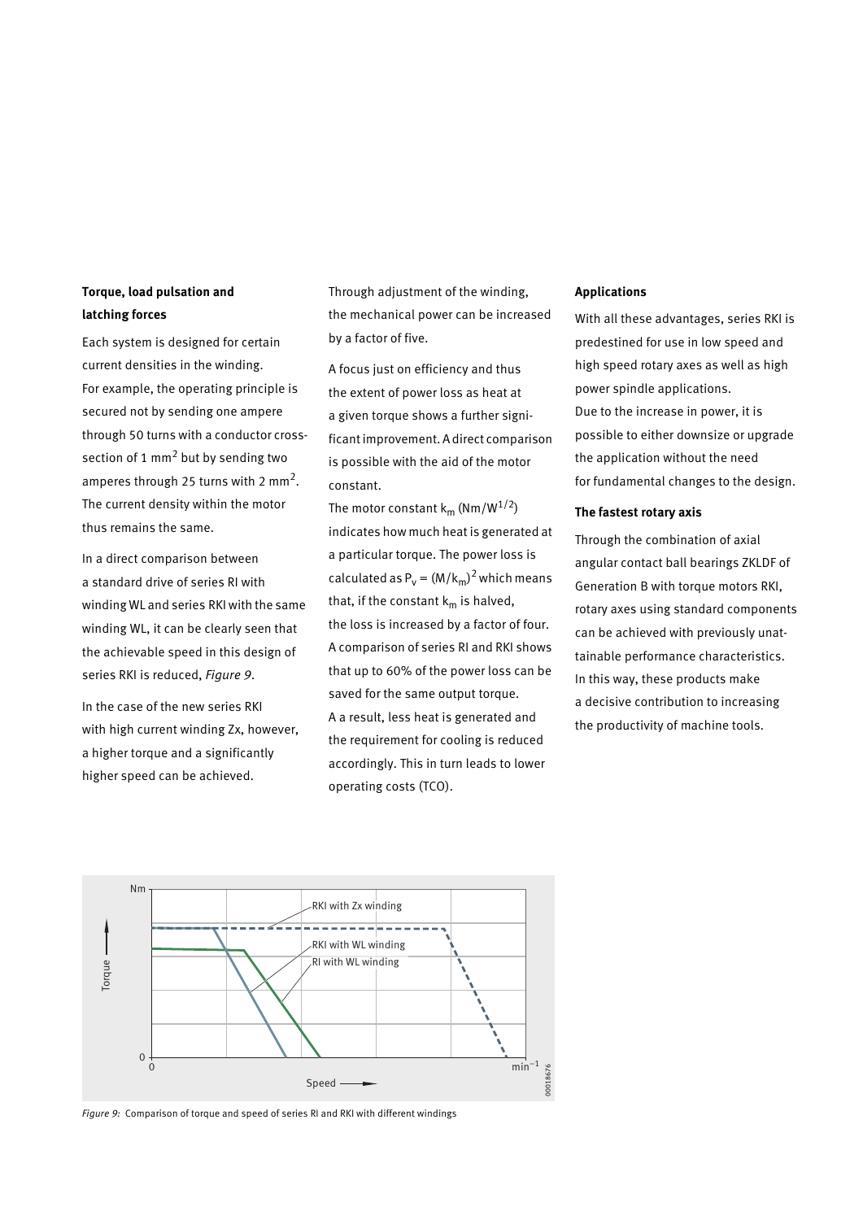## Torque, load pulsation and latching forces

Each system is designed for certain current densities in the winding. For example, the operating principle is secured not by sending one ampere through 50 turns with a conductor cross-section of 1 $mm^2$ but by sending two amperes through 25 turns with 2 $mm^2$. The current density within the motor thus remains the same.

In a direct comparison between a standard drive of series RI with winding WL and series RKI with the same winding WL, it can be clearly seen that the achievable speed in this design of series RKI is reduced, *Figure 9*.

In the case of the new series RKI with high current winding Zx, however, a higher torque and a significantly higher speed can be achieved.

Through adjustment of the winding, the mechanical power can be increased by a factor of five.

A focus just on efficiency and thus the extent of power loss as heat at a given torque shows a further significant improvement. A direct comparison is possible with the aid of the motor constant.

The motor constant $k_m$ ($Nm/W^{1/2}$) indicates how much heat is generated at a particular torque. The power loss is calculated as $P_v = (M/k_m)^2$ which means that, if the constant $k_m$ is halved, the loss is increased by a factor of four. A comparison of series RI and RKI shows that up to 60% of the power loss can be saved for the same output torque. A a result, less heat is generated and the requirement for cooling is reduced accordingly. This in turn leads to lower operating costs (TCO).

## Applications

With all these advantages, series RKI is predestined for use in low speed and high speed rotary axes as well as high power spindle applications.
Due to the increase in power, it is possible to either downsize or upgrade the application without the need for fundamental changes to the design.

## The fastest rotary axis

Through the combination of axial angular contact ball bearings ZKLDF of Generation B with torque motors RKI, rotary axes using standard components can be achieved with previously unattainable performance characteristics. In this way, these products make a decisive contribution to increasing the productivity of machine tools.

*Figure 9:* Comparison of torque and speed of series RI and RKI with different windings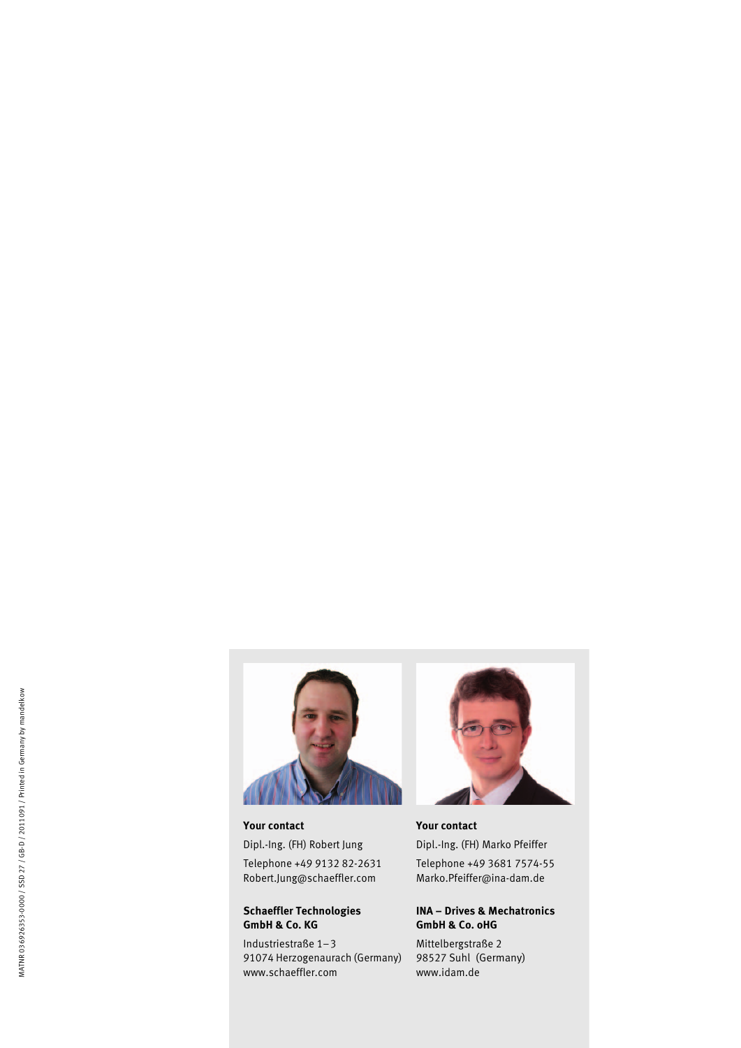**Your contact**

Dipl.-Ing. (FH) Robert Jung

Telephone +49 9132 82-2631
Robert.Jung@schaeffler.com

**Schaeffler Technologies GmbH & Co. KG**

Industriestraße 1 – 3
91074 Herzogenaurach (Germany)
www.schaeffler.com

**Your contact**

Dipl.-Ing. (FH) Marko Pfeiffer

Telephone +49 3681 7574-55
Marko.Pfeiffer@ina-dam.de

**INA – Drives & Mechatronics GmbH & Co. oHG**

Mittelbergstraße 2
98527 Suhl (Germany)
www.idam.de

MATNR 036926353-0000 / SSD 27 / GB-D / 2011091 / Printed in Germany by mandelkow